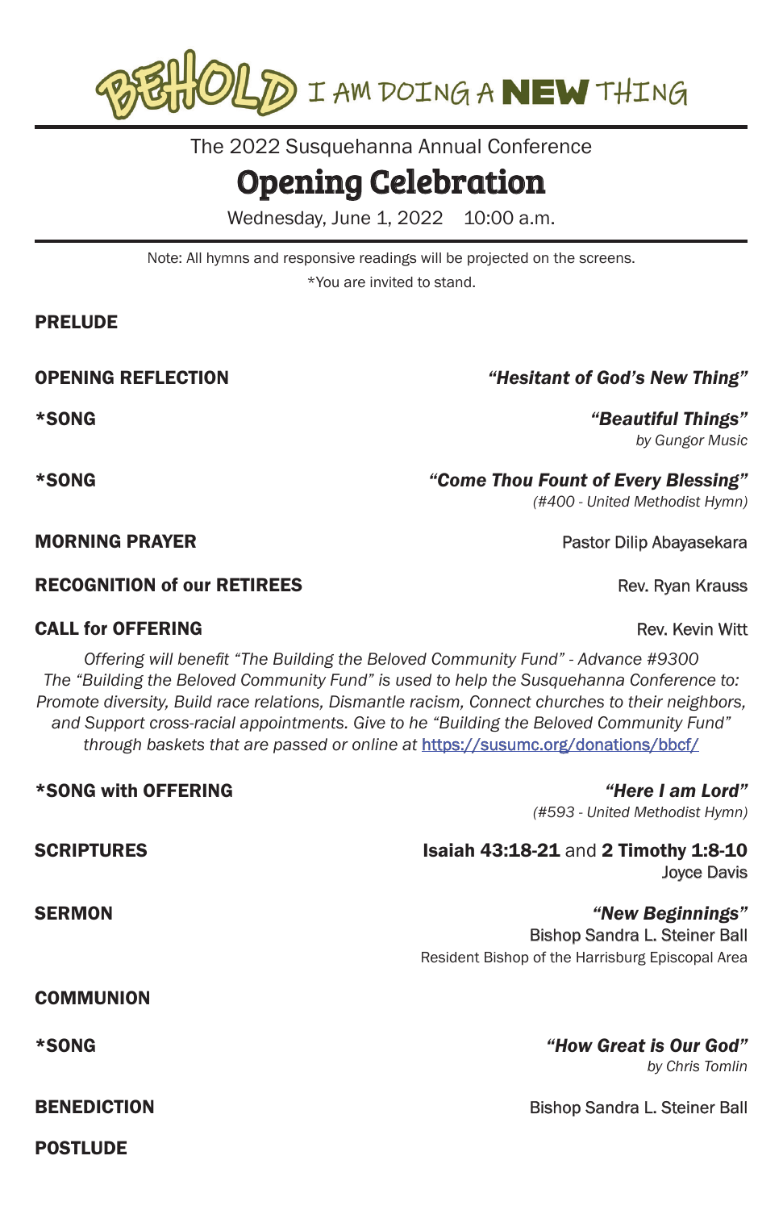# BEHOLD I AM DOING A **NEW** THING

The 2022 Susquehanna Annual Conference

## Opening Celebration

Wednesday, June 1, 2022 10:00 a.m.

Note: All hymns and responsive readings will be projected on the screens.
*You are invited to stand.

**PRELUDE**

**OPENING REFLECTION** — ***"Hesitant of God's New Thing"***

***SONG** — ***"Beautiful Things"***
*by Gungor Music*

***SONG** — ***"Come Thou Fount of Every Blessing"***
*(#400 - United Methodist Hymn)*

**MORNING PRAYER** — Pastor Dilip Abayasekara

**RECOGNITION of our RETIREES** — Rev. Ryan Krauss

**CALL for OFFERING** — Rev. Kevin Witt

*Offering will benefit "The Building the Beloved Community Fund" - Advance #9300
The "Building the Beloved Community Fund" is used to help the Susquehanna Conference to: Promote diversity, Build race relations, Dismantle racism, Connect churches to their neighbors, and Support cross-racial appointments. Give to he "Building the Beloved Community Fund" through baskets that are passed or online at* https://susumc.org/donations/bbcf/

***SONG with OFFERING** — ***"Here I am Lord"***
*(#593 - United Methodist Hymn)*

**SCRIPTURES** — **Isaiah 43:18-21** and **2 Timothy 1:8-10**
Joyce Davis

**SERMON** — ***"New Beginnings"***
Bishop Sandra L. Steiner Ball
Resident Bishop of the Harrisburg Episcopal Area

**COMMUNION**

***SONG** — ***"How Great is Our God"***
*by Chris Tomlin*

**BENEDICTION** — Bishop Sandra L. Steiner Ball

**POSTLUDE**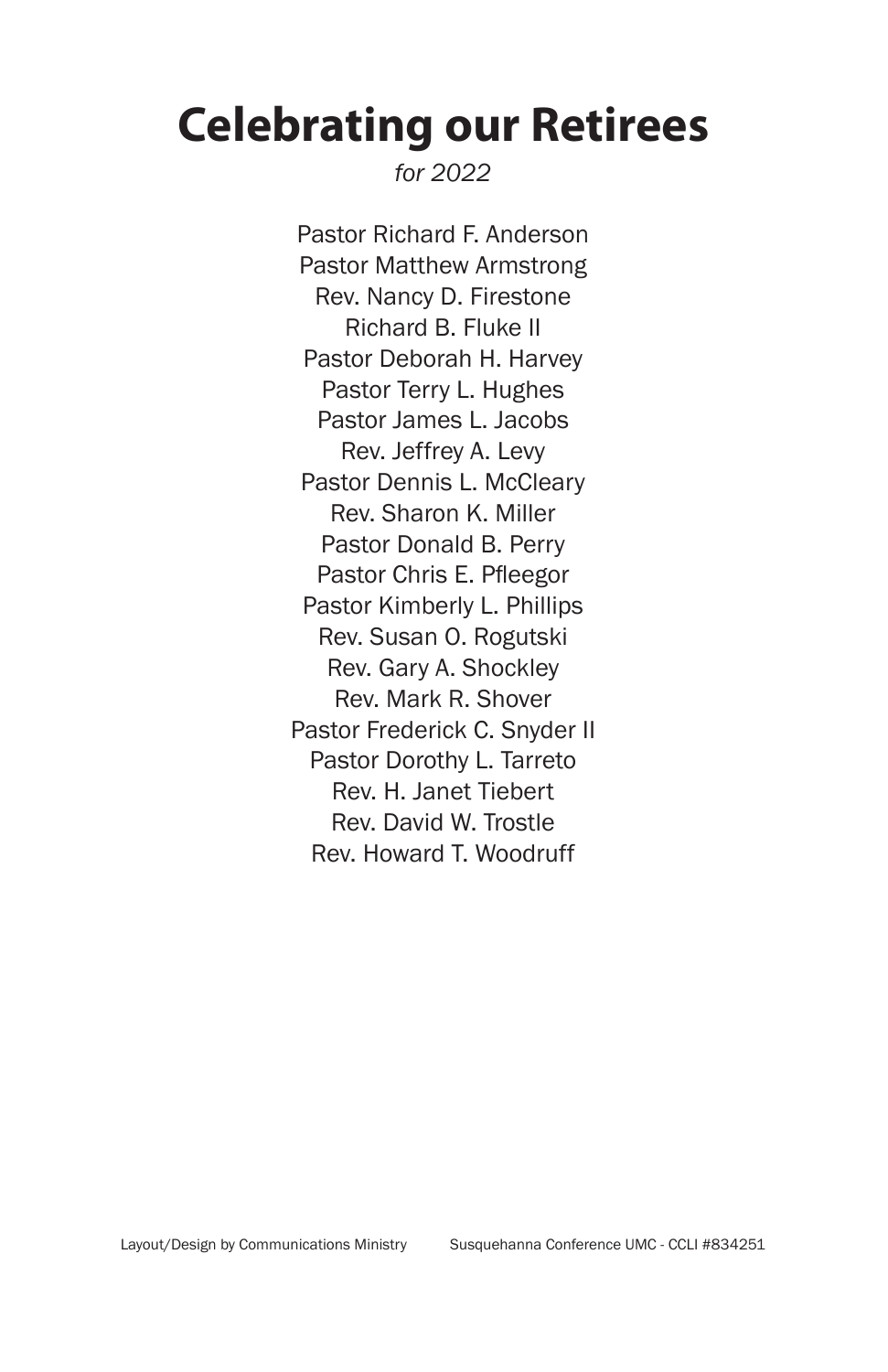# Celebrating our Retirees

*for 2022*

Pastor Richard F. Anderson
Pastor Matthew Armstrong
Rev. Nancy D. Firestone
Richard B. Fluke II
Pastor Deborah H. Harvey
Pastor Terry L. Hughes
Pastor James L. Jacobs
Rev. Jeffrey A. Levy
Pastor Dennis L. McCleary
Rev. Sharon K. Miller
Pastor Donald B. Perry
Pastor Chris E. Pfleegor
Pastor Kimberly L. Phillips
Rev. Susan O. Rogutski
Rev. Gary A. Shockley
Rev. Mark R. Shover
Pastor Frederick C. Snyder II
Pastor Dorothy L. Tarreto
Rev. H. Janet Tiebert
Rev. David W. Trostle
Rev. Howard T. Woodruff

Layout/Design by Communications Ministry Susquehanna Conference UMC - CCLI #834251